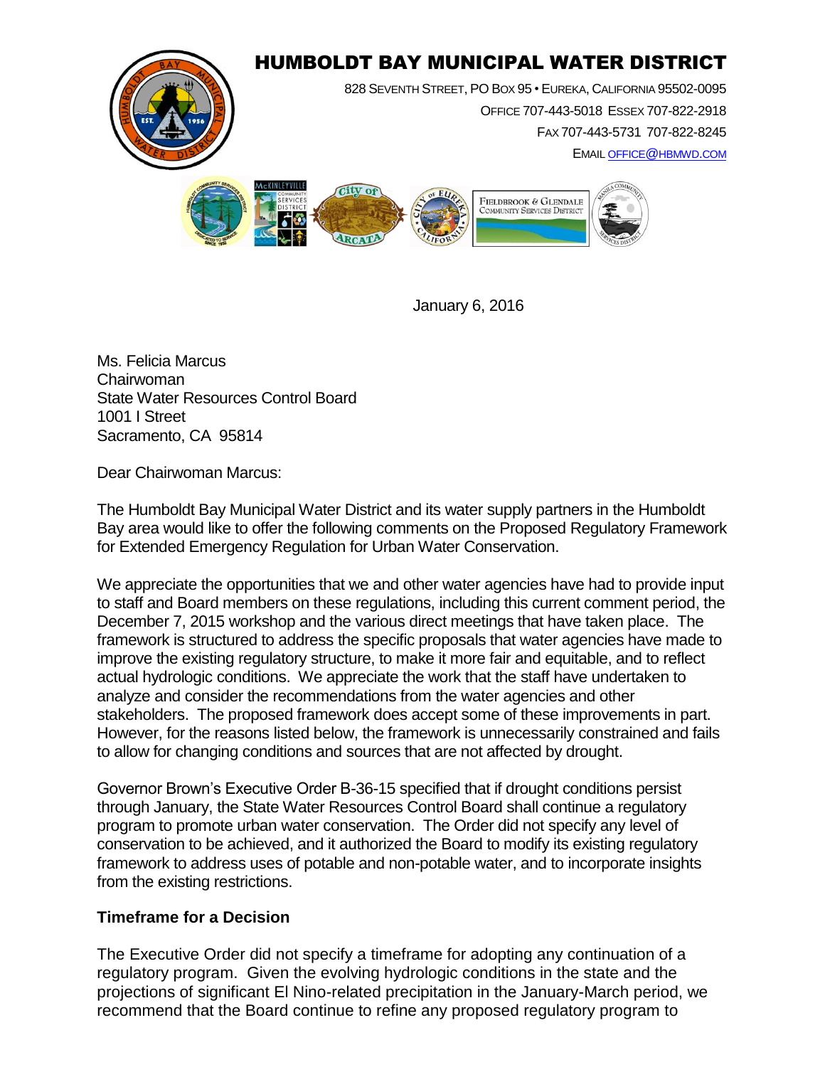# HUMBOLDT BAY MUNICIPAL WATER DISTRICT

828 Seventh Street, PO Box 95 • Eureka, California 95502-0095
Office 707-443-5018 Essex 707-822-2918
Fax 707-443-5731 707-822-8245
Email office@hbmwd.com

January 6, 2016

Ms. Felicia Marcus
Chairwoman
State Water Resources Control Board
1001 I Street
Sacramento, CA 95814

Dear Chairwoman Marcus:

The Humboldt Bay Municipal Water District and its water supply partners in the Humboldt Bay area would like to offer the following comments on the Proposed Regulatory Framework for Extended Emergency Regulation for Urban Water Conservation.

We appreciate the opportunities that we and other water agencies have had to provide input to staff and Board members on these regulations, including this current comment period, the December 7, 2015 workshop and the various direct meetings that have taken place. The framework is structured to address the specific proposals that water agencies have made to improve the existing regulatory structure, to make it more fair and equitable, and to reflect actual hydrologic conditions. We appreciate the work that the staff have undertaken to analyze and consider the recommendations from the water agencies and other stakeholders. The proposed framework does accept some of these improvements in part. However, for the reasons listed below, the framework is unnecessarily constrained and fails to allow for changing conditions and sources that are not affected by drought.

Governor Brown's Executive Order B-36-15 specified that if drought conditions persist through January, the State Water Resources Control Board shall continue a regulatory program to promote urban water conservation. The Order did not specify any level of conservation to be achieved, and it authorized the Board to modify its existing regulatory framework to address uses of potable and non-potable water, and to incorporate insights from the existing restrictions.

**Timeframe for a Decision**

The Executive Order did not specify a timeframe for adopting any continuation of a regulatory program. Given the evolving hydrologic conditions in the state and the projections of significant El Nino-related precipitation in the January-March period, we recommend that the Board continue to refine any proposed regulatory program to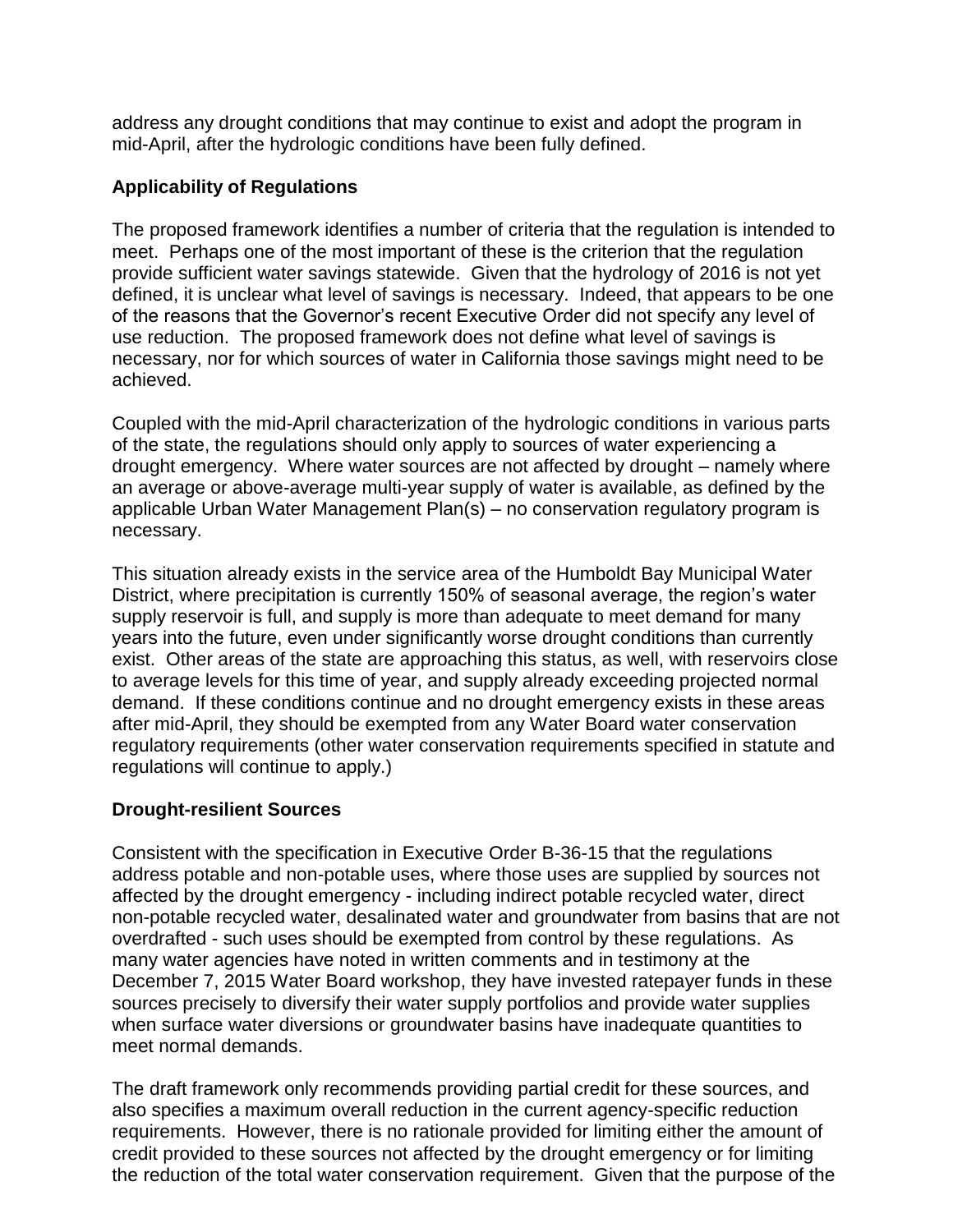address any drought conditions that may continue to exist and adopt the program in mid-April, after the hydrologic conditions have been fully defined.

**Applicability of Regulations**

The proposed framework identifies a number of criteria that the regulation is intended to meet. Perhaps one of the most important of these is the criterion that the regulation provide sufficient water savings statewide. Given that the hydrology of 2016 is not yet defined, it is unclear what level of savings is necessary. Indeed, that appears to be one of the reasons that the Governor's recent Executive Order did not specify any level of use reduction. The proposed framework does not define what level of savings is necessary, nor for which sources of water in California those savings might need to be achieved.

Coupled with the mid-April characterization of the hydrologic conditions in various parts of the state, the regulations should only apply to sources of water experiencing a drought emergency. Where water sources are not affected by drought – namely where an average or above-average multi-year supply of water is available, as defined by the applicable Urban Water Management Plan(s) – no conservation regulatory program is necessary.

This situation already exists in the service area of the Humboldt Bay Municipal Water District, where precipitation is currently 150% of seasonal average, the region's water supply reservoir is full, and supply is more than adequate to meet demand for many years into the future, even under significantly worse drought conditions than currently exist. Other areas of the state are approaching this status, as well, with reservoirs close to average levels for this time of year, and supply already exceeding projected normal demand. If these conditions continue and no drought emergency exists in these areas after mid-April, they should be exempted from any Water Board water conservation regulatory requirements (other water conservation requirements specified in statute and regulations will continue to apply.)

**Drought-resilient Sources**

Consistent with the specification in Executive Order B-36-15 that the regulations address potable and non-potable uses, where those uses are supplied by sources not affected by the drought emergency - including indirect potable recycled water, direct non-potable recycled water, desalinated water and groundwater from basins that are not overdrafted - such uses should be exempted from control by these regulations. As many water agencies have noted in written comments and in testimony at the December 7, 2015 Water Board workshop, they have invested ratepayer funds in these sources precisely to diversify their water supply portfolios and provide water supplies when surface water diversions or groundwater basins have inadequate quantities to meet normal demands.

The draft framework only recommends providing partial credit for these sources, and also specifies a maximum overall reduction in the current agency-specific reduction requirements. However, there is no rationale provided for limiting either the amount of credit provided to these sources not affected by the drought emergency or for limiting the reduction of the total water conservation requirement. Given that the purpose of the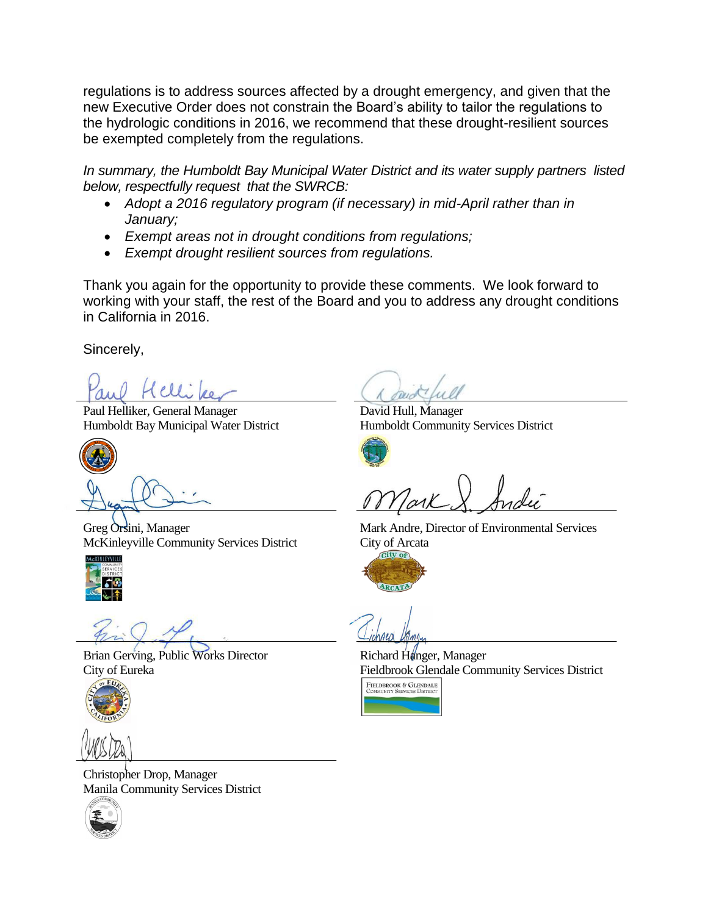regulations is to address sources affected by a drought emergency, and given that the new Executive Order does not constrain the Board's ability to tailor the regulations to the hydrologic conditions in 2016, we recommend that these drought-resilient sources be exempted completely from the regulations.

*In summary, the Humboldt Bay Municipal Water District and its water supply partners listed below, respectfully request that the SWRCB:*

- *Adopt a 2016 regulatory program (if necessary) in mid-April rather than in January;*
- *Exempt areas not in drought conditions from regulations;*
- *Exempt drought resilient sources from regulations.*

Thank you again for the opportunity to provide these comments. We look forward to working with your staff, the rest of the Board and you to address any drought conditions in California in 2016.

Sincerely,

Paul Helliker, General Manager
Humboldt Bay Municipal Water District

David Hull, Manager
Humboldt Community Services District

Greg Orsini, Manager
McKinleyville Community Services District

Mark Andre, Director of Environmental Services
City of Arcata

Brian Gerving, Public Works Director
City of Eureka

Richard Hanger, Manager
Fieldbrook Glendale Community Services District

Christopher Drop, Manager
Manila Community Services District